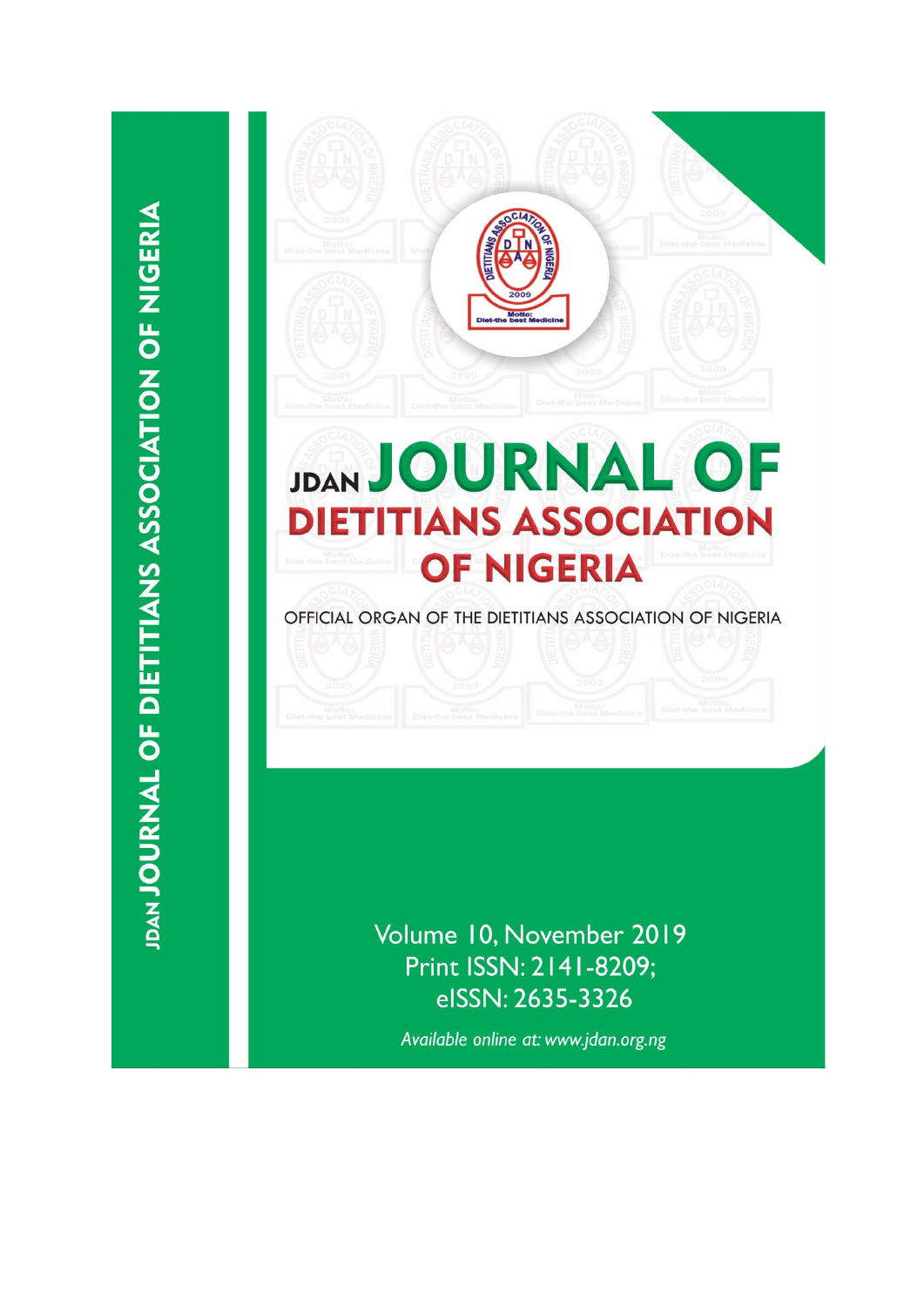# JDAN JOURNAL OF DIETITIANS ASSOCIATION OF NIGERIA

OFFICIAL ORGAN OF THE DIETITIANS ASSOCIATION OF NIGERIA

Volume 10, November 2019
Print ISSN: 2141-8209;
eISSN: 2635-3326

*Available online at: www.jdan.org.ng*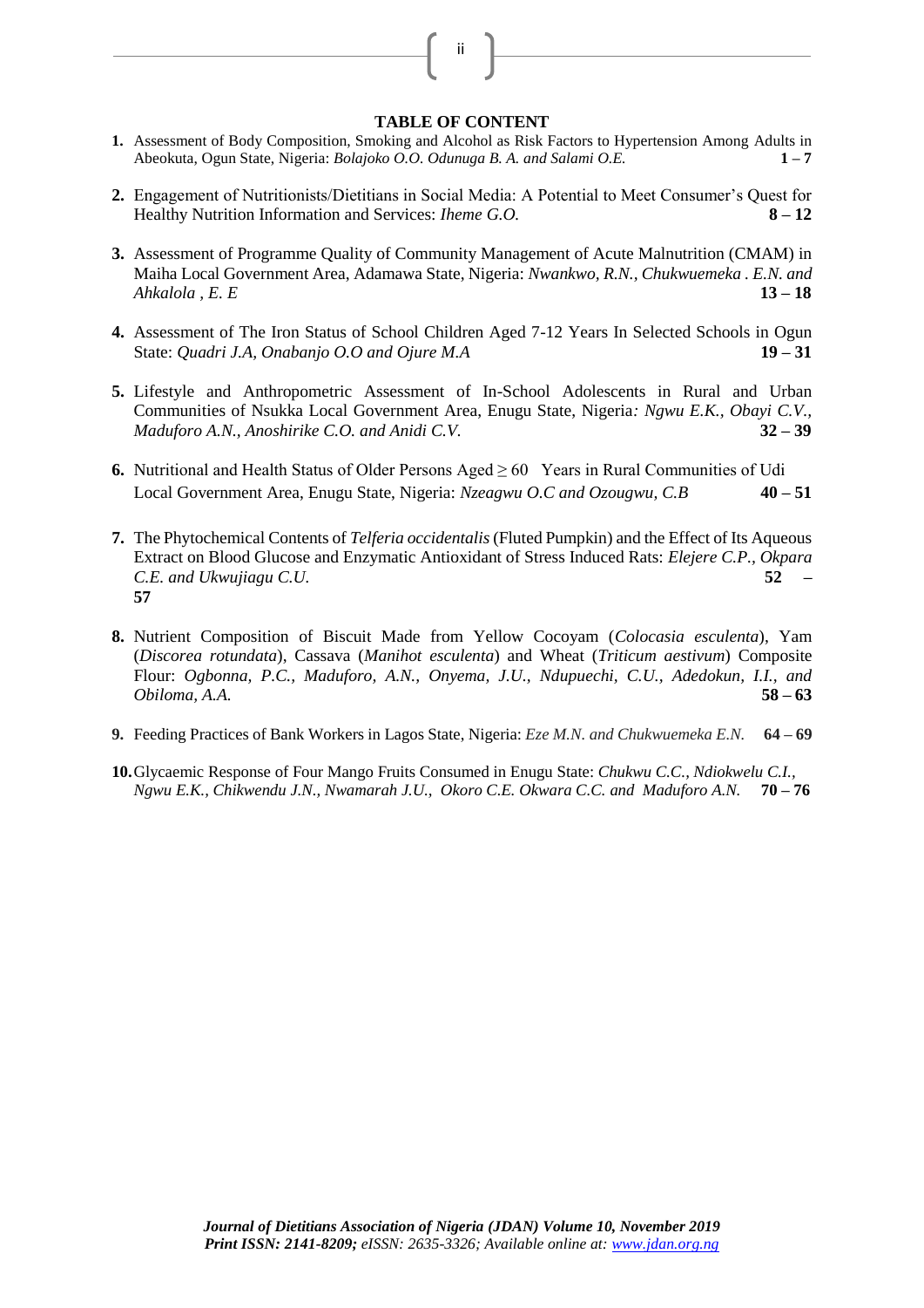## TABLE OF CONTENT

1. Assessment of Body Composition, Smoking and Alcohol as Risk Factors to Hypertension Among Adults in Abeokuta, Ogun State, Nigeria: *Bolajoko O.O. Odunuga B. A. and Salami O.E.* **1 – 7**

2. Engagement of Nutritionists/Dietitians in Social Media: A Potential to Meet Consumer's Quest for Healthy Nutrition Information and Services: *Iheme G.O.* **8 – 12**

3. Assessment of Programme Quality of Community Management of Acute Malnutrition (CMAM) in Maiha Local Government Area, Adamawa State, Nigeria: *Nwankwo, R.N., Chukwuemeka . E.N. and Ahkalola , E. E* **13 – 18**

4. Assessment of The Iron Status of School Children Aged 7-12 Years In Selected Schools in Ogun State: *Quadri J.A, Onabanjo O.O and Ojure M.A* **19 – 31**

5. Lifestyle and Anthropometric Assessment of In-School Adolescents in Rural and Urban Communities of Nsukka Local Government Area, Enugu State, Nigeria*: Ngwu E.K., Obayi C.V., Maduforo A.N., Anoshirike C.O. and Anidi C.V.* **32 – 39**

6. Nutritional and Health Status of Older Persons Aged ≥ 60 Years in Rural Communities of Udi Local Government Area, Enugu State, Nigeria: *Nzeagwu O.C and Ozougwu, C.B* **40 – 51**

7. The Phytochemical Contents of *Telferia occidentalis* (Fluted Pumpkin) and the Effect of Its Aqueous Extract on Blood Glucose and Enzymatic Antioxidant of Stress Induced Rats: *Elejere C.P., Okpara C.E. and Ukwujiagu C.U.* **52 – 57**

8. Nutrient Composition of Biscuit Made from Yellow Cocoyam (*Colocasia esculenta*), Yam (*Discorea rotundata*), Cassava (*Manihot esculenta*) and Wheat (*Triticum aestivum*) Composite Flour: *Ogbonna, P.C., Maduforo, A.N., Onyema, J.U., Ndupuechi, C.U., Adedokun, I.I., and Obiloma, A.A.* **58 – 63**

9. Feeding Practices of Bank Workers in Lagos State, Nigeria: *Eze M.N. and Chukwuemeka E.N.* **64 – 69**

10. Glycaemic Response of Four Mango Fruits Consumed in Enugu State: *Chukwu C.C., Ndiokwelu C.I., Ngwu E.K., Chikwendu J.N., Nwamarah J.U., Okoro C.E. Okwara C.C. and Maduforo A.N.* **70 – 76**